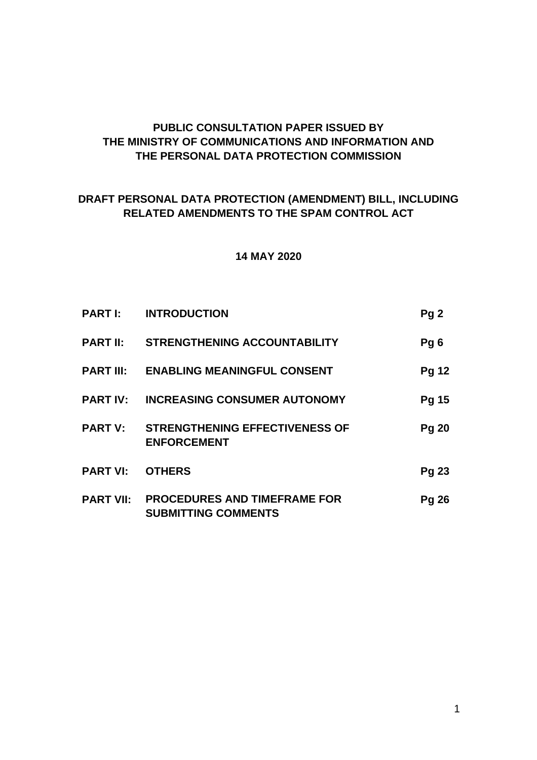**PUBLIC CONSULTATION PAPER ISSUED BY THE MINISTRY OF COMMUNICATIONS AND INFORMATION AND THE PERSONAL DATA PROTECTION COMMISSION**

**DRAFT PERSONAL DATA PROTECTION (AMENDMENT) BILL, INCLUDING RELATED AMENDMENTS TO THE SPAM CONTROL ACT**

**14 MAY 2020**

| | | |
|---|---|---|
| **PART I:** | **INTRODUCTION** | **Pg 2** |
| **PART II:** | **STRENGTHENING ACCOUNTABILITY** | **Pg 6** |
| **PART III:** | **ENABLING MEANINGFUL CONSENT** | **Pg 12** |
| **PART IV:** | **INCREASING CONSUMER AUTONOMY** | **Pg 15** |
| **PART V:** | **STRENGTHENING EFFECTIVENESS OF ENFORCEMENT** | **Pg 20** |
| **PART VI:** | **OTHERS** | **Pg 23** |
| **PART VII:** | **PROCEDURES AND TIMEFRAME FOR SUBMITTING COMMENTS** | **Pg 26** |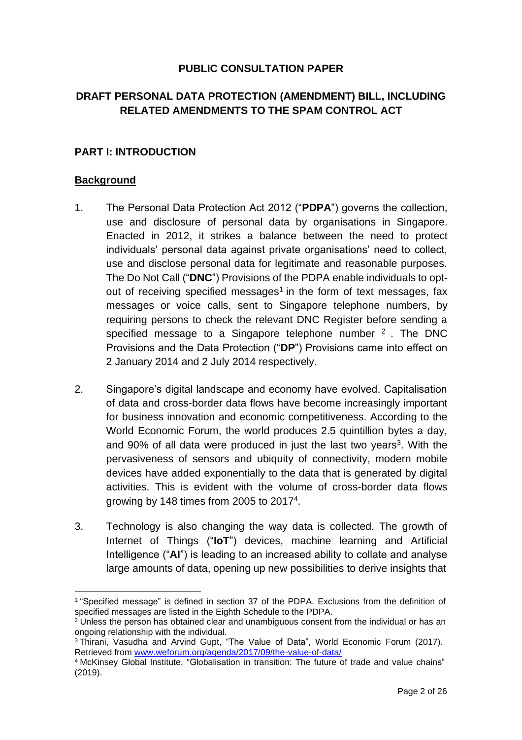**PUBLIC CONSULTATION PAPER**

# DRAFT PERSONAL DATA PROTECTION (AMENDMENT) BILL, INCLUDING RELATED AMENDMENTS TO THE SPAM CONTROL ACT

## PART I: INTRODUCTION

### Background

1. The Personal Data Protection Act 2012 ("**PDPA**") governs the collection, use and disclosure of personal data by organisations in Singapore. Enacted in 2012, it strikes a balance between the need to protect individuals' personal data against private organisations' need to collect, use and disclose personal data for legitimate and reasonable purposes. The Do Not Call ("**DNC**") Provisions of the PDPA enable individuals to opt-out of receiving specified messages[1] in the form of text messages, fax messages or voice calls, sent to Singapore telephone numbers, by requiring persons to check the relevant DNC Register before sending a specified message to a Singapore telephone number [2]. The DNC Provisions and the Data Protection ("**DP**") Provisions came into effect on 2 January 2014 and 2 July 2014 respectively.

2. Singapore's digital landscape and economy have evolved. Capitalisation of data and cross-border data flows have become increasingly important for business innovation and economic competitiveness. According to the World Economic Forum, the world produces 2.5 quintillion bytes a day, and 90% of all data were produced in just the last two years[3]. With the pervasiveness of sensors and ubiquity of connectivity, modern mobile devices have added exponentially to the data that is generated by digital activities. This is evident with the volume of cross-border data flows growing by 148 times from 2005 to 2017[4].

3. Technology is also changing the way data is collected. The growth of Internet of Things ("**IoT**") devices, machine learning and Artificial Intelligence ("**AI**") is leading to an increased ability to collate and analyse large amounts of data, opening up new possibilities to derive insights that

---

[1] "Specified message" is defined in section 37 of the PDPA. Exclusions from the definition of specified messages are listed in the Eighth Schedule to the PDPA.

[2] Unless the person has obtained clear and unambiguous consent from the individual or has an ongoing relationship with the individual.

[3] Thirani, Vasudha and Arvind Gupt, "The Value of Data", World Economic Forum (2017). Retrieved from www.weforum.org/agenda/2017/09/the-value-of-data/

[4] McKinsey Global Institute, "Globalisation in transition: The future of trade and value chains" (2019).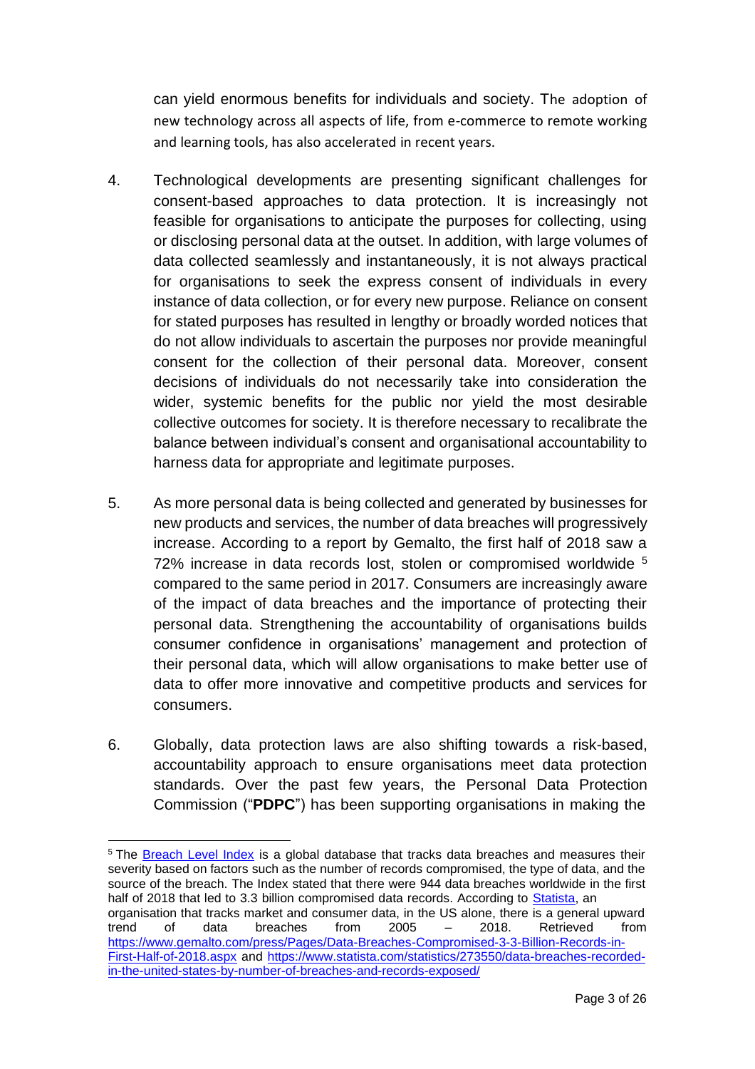can yield enormous benefits for individuals and society. The adoption of new technology across all aspects of life, from e-commerce to remote working and learning tools, has also accelerated in recent years.

4. Technological developments are presenting significant challenges for consent-based approaches to data protection. It is increasingly not feasible for organisations to anticipate the purposes for collecting, using or disclosing personal data at the outset. In addition, with large volumes of data collected seamlessly and instantaneously, it is not always practical for organisations to seek the express consent of individuals in every instance of data collection, or for every new purpose. Reliance on consent for stated purposes has resulted in lengthy or broadly worded notices that do not allow individuals to ascertain the purposes nor provide meaningful consent for the collection of their personal data. Moreover, consent decisions of individuals do not necessarily take into consideration the wider, systemic benefits for the public nor yield the most desirable collective outcomes for society. It is therefore necessary to recalibrate the balance between individual's consent and organisational accountability to harness data for appropriate and legitimate purposes.

5. As more personal data is being collected and generated by businesses for new products and services, the number of data breaches will progressively increase. According to a report by Gemalto, the first half of 2018 saw a 72% increase in data records lost, stolen or compromised worldwide [5] compared to the same period in 2017. Consumers are increasingly aware of the impact of data breaches and the importance of protecting their personal data. Strengthening the accountability of organisations builds consumer confidence in organisations' management and protection of their personal data, which will allow organisations to make better use of data to offer more innovative and competitive products and services for consumers.

6. Globally, data protection laws are also shifting towards a risk-based, accountability approach to ensure organisations meet data protection standards. Over the past few years, the Personal Data Protection Commission ("**PDPC**") has been supporting organisations in making the

---

[5] The Breach Level Index is a global database that tracks data breaches and measures their severity based on factors such as the number of records compromised, the type of data, and the source of the breach. The Index stated that there were 944 data breaches worldwide in the first half of 2018 that led to 3.3 billion compromised data records. According to Statista, an organisation that tracks market and consumer data, in the US alone, there is a general upward trend of data breaches from 2005 – 2018. Retrieved from https://www.gemalto.com/press/Pages/Data-Breaches-Compromised-3-3-Billion-Records-in-First-Half-of-2018.aspx and https://www.statista.com/statistics/273550/data-breaches-recorded-in-the-united-states-by-number-of-breaches-and-records-exposed/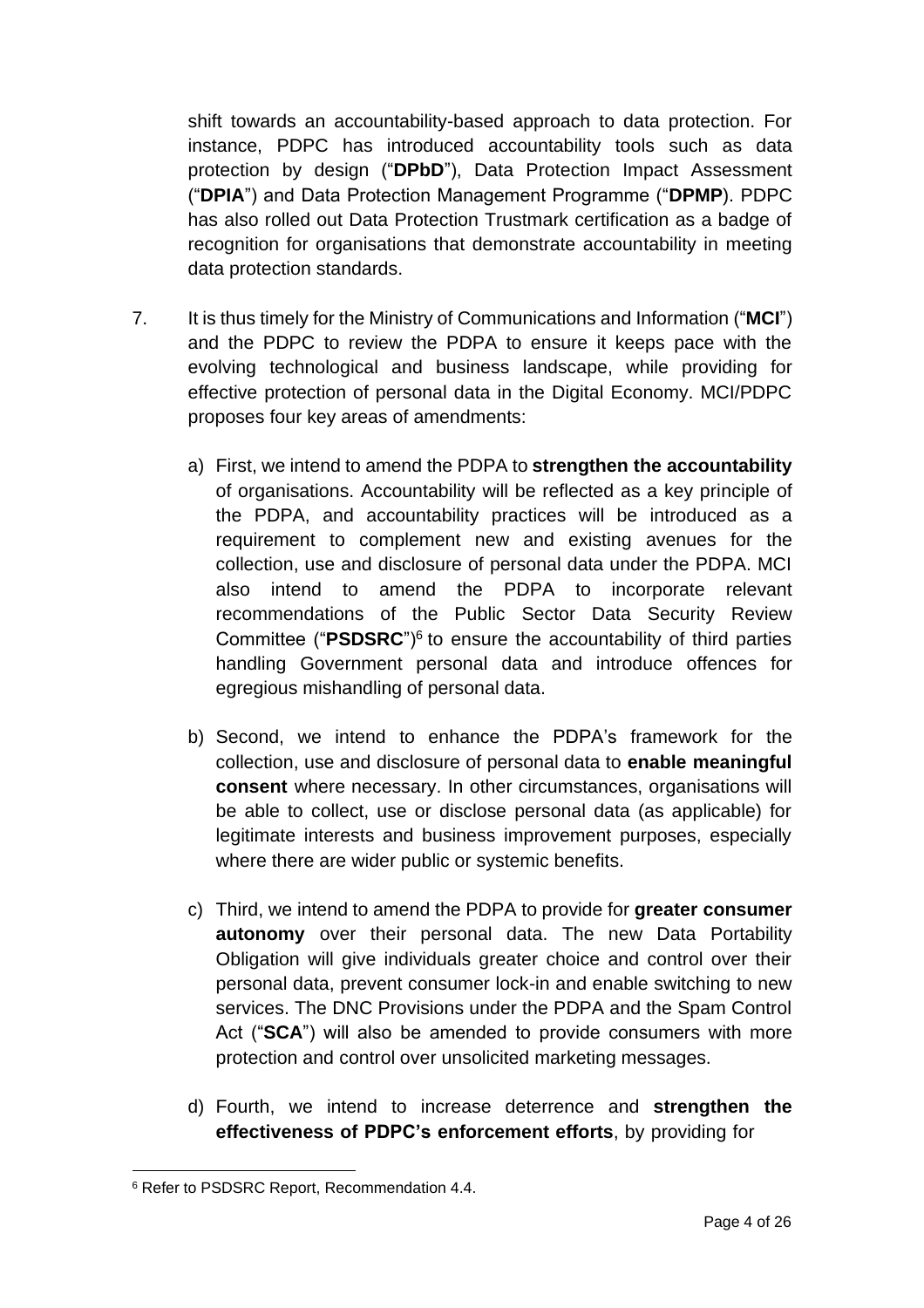shift towards an accountability-based approach to data protection. For instance, PDPC has introduced accountability tools such as data protection by design ("**DPbD**"), Data Protection Impact Assessment ("**DPIA**") and Data Protection Management Programme ("**DPMP**). PDPC has also rolled out Data Protection Trustmark certification as a badge of recognition for organisations that demonstrate accountability in meeting data protection standards.

7. It is thus timely for the Ministry of Communications and Information ("**MCI**") and the PDPC to review the PDPA to ensure it keeps pace with the evolving technological and business landscape, while providing for effective protection of personal data in the Digital Economy. MCI/PDPC proposes four key areas of amendments:

   a) First, we intend to amend the PDPA to **strengthen the accountability** of organisations. Accountability will be reflected as a key principle of the PDPA, and accountability practices will be introduced as a requirement to complement new and existing avenues for the collection, use and disclosure of personal data under the PDPA. MCI also intend to amend the PDPA to incorporate relevant recommendations of the Public Sector Data Security Review Committee ("**PSDSRC**")[6] to ensure the accountability of third parties handling Government personal data and introduce offences for egregious mishandling of personal data.

   b) Second, we intend to enhance the PDPA's framework for the collection, use and disclosure of personal data to **enable meaningful consent** where necessary. In other circumstances, organisations will be able to collect, use or disclose personal data (as applicable) for legitimate interests and business improvement purposes, especially where there are wider public or systemic benefits.

   c) Third, we intend to amend the PDPA to provide for **greater consumer autonomy** over their personal data. The new Data Portability Obligation will give individuals greater choice and control over their personal data, prevent consumer lock-in and enable switching to new services. The DNC Provisions under the PDPA and the Spam Control Act ("**SCA**") will also be amended to provide consumers with more protection and control over unsolicited marketing messages.

   d) Fourth, we intend to increase deterrence and **strengthen the effectiveness of PDPC's enforcement efforts**, by providing for

[6] Refer to PSDSRC Report, Recommendation 4.4.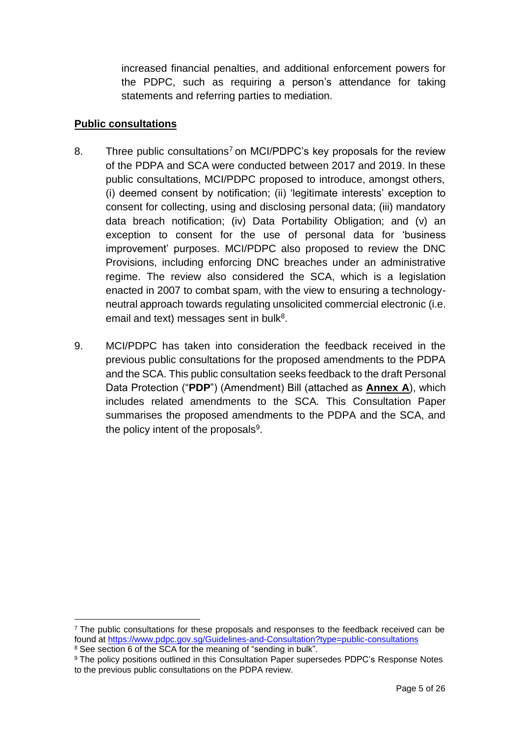increased financial penalties, and additional enforcement powers for the PDPC, such as requiring a person's attendance for taking statements and referring parties to mediation.

**Public consultations**

8. Three public consultations[7] on MCI/PDPC's key proposals for the review of the PDPA and SCA were conducted between 2017 and 2019. In these public consultations, MCI/PDPC proposed to introduce, amongst others, (i) deemed consent by notification; (ii) 'legitimate interests' exception to consent for collecting, using and disclosing personal data; (iii) mandatory data breach notification; (iv) Data Portability Obligation; and (v) an exception to consent for the use of personal data for 'business improvement' purposes. MCI/PDPC also proposed to review the DNC Provisions, including enforcing DNC breaches under an administrative regime. The review also considered the SCA, which is a legislation enacted in 2007 to combat spam, with the view to ensuring a technology-neutral approach towards regulating unsolicited commercial electronic (i.e. email and text) messages sent in bulk[8].

9. MCI/PDPC has taken into consideration the feedback received in the previous public consultations for the proposed amendments to the PDPA and the SCA. This public consultation seeks feedback to the draft Personal Data Protection ("**PDP**") (Amendment) Bill (attached as **Annex A**), which includes related amendments to the SCA. This Consultation Paper summarises the proposed amendments to the PDPA and the SCA, and the policy intent of the proposals[9].

---

[7] The public consultations for these proposals and responses to the feedback received can be found at https://www.pdpc.gov.sg/Guidelines-and-Consultation?type=public-consultations

[8] See section 6 of the SCA for the meaning of "sending in bulk".

[9] The policy positions outlined in this Consultation Paper supersedes PDPC's Response Notes to the previous public consultations on the PDPA review.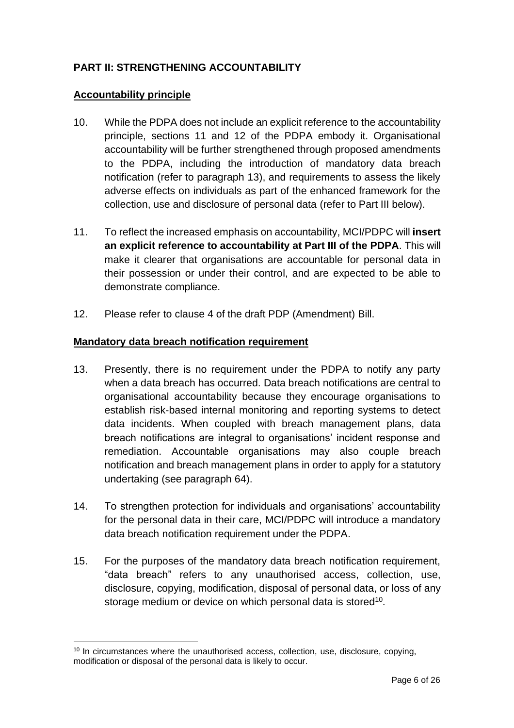## PART II: STRENGTHENING ACCOUNTABILITY

### Accountability principle

10. While the PDPA does not include an explicit reference to the accountability principle, sections 11 and 12 of the PDPA embody it. Organisational accountability will be further strengthened through proposed amendments to the PDPA, including the introduction of mandatory data breach notification (refer to paragraph 13), and requirements to assess the likely adverse effects on individuals as part of the enhanced framework for the collection, use and disclosure of personal data (refer to Part III below).

11. To reflect the increased emphasis on accountability, MCI/PDPC will **insert an explicit reference to accountability at Part III of the PDPA**. This will make it clearer that organisations are accountable for personal data in their possession or under their control, and are expected to be able to demonstrate compliance.

12. Please refer to clause 4 of the draft PDP (Amendment) Bill.

### Mandatory data breach notification requirement

13. Presently, there is no requirement under the PDPA to notify any party when a data breach has occurred. Data breach notifications are central to organisational accountability because they encourage organisations to establish risk-based internal monitoring and reporting systems to detect data incidents. When coupled with breach management plans, data breach notifications are integral to organisations' incident response and remediation. Accountable organisations may also couple breach notification and breach management plans in order to apply for a statutory undertaking (see paragraph 64).

14. To strengthen protection for individuals and organisations' accountability for the personal data in their care, MCI/PDPC will introduce a mandatory data breach notification requirement under the PDPA.

15. For the purposes of the mandatory data breach notification requirement, "data breach" refers to any unauthorised access, collection, use, disclosure, copying, modification, disposal of personal data, or loss of any storage medium or device on which personal data is stored[10].

[10] In circumstances where the unauthorised access, collection, use, disclosure, copying, modification or disposal of the personal data is likely to occur.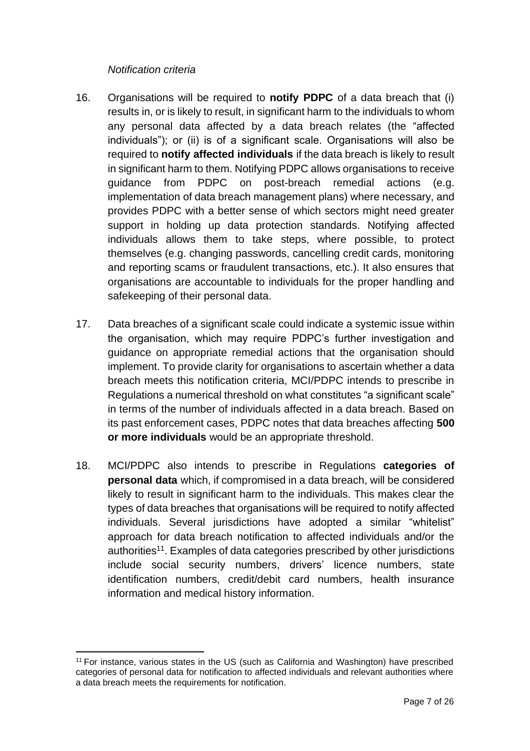*Notification criteria*

16. Organisations will be required to **notify PDPC** of a data breach that (i) results in, or is likely to result, in significant harm to the individuals to whom any personal data affected by a data breach relates (the "affected individuals"); or (ii) is of a significant scale. Organisations will also be required to **notify affected individuals** if the data breach is likely to result in significant harm to them. Notifying PDPC allows organisations to receive guidance from PDPC on post-breach remedial actions (e.g. implementation of data breach management plans) where necessary, and provides PDPC with a better sense of which sectors might need greater support in holding up data protection standards. Notifying affected individuals allows them to take steps, where possible, to protect themselves (e.g. changing passwords, cancelling credit cards, monitoring and reporting scams or fraudulent transactions, etc.). It also ensures that organisations are accountable to individuals for the proper handling and safekeeping of their personal data.

17. Data breaches of a significant scale could indicate a systemic issue within the organisation, which may require PDPC's further investigation and guidance on appropriate remedial actions that the organisation should implement. To provide clarity for organisations to ascertain whether a data breach meets this notification criteria, MCI/PDPC intends to prescribe in Regulations a numerical threshold on what constitutes "a significant scale" in terms of the number of individuals affected in a data breach. Based on its past enforcement cases, PDPC notes that data breaches affecting **500 or more individuals** would be an appropriate threshold.

18. MCI/PDPC also intends to prescribe in Regulations **categories of personal data** which, if compromised in a data breach, will be considered likely to result in significant harm to the individuals. This makes clear the types of data breaches that organisations will be required to notify affected individuals. Several jurisdictions have adopted a similar "whitelist" approach for data breach notification to affected individuals and/or the authorities[11]. Examples of data categories prescribed by other jurisdictions include social security numbers, drivers' licence numbers, state identification numbers, credit/debit card numbers, health insurance information and medical history information.

[11] For instance, various states in the US (such as California and Washington) have prescribed categories of personal data for notification to affected individuals and relevant authorities where a data breach meets the requirements for notification.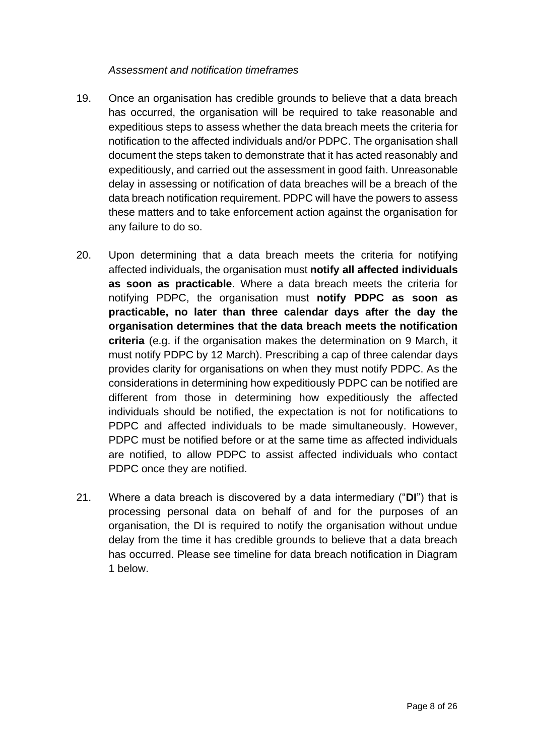*Assessment and notification timeframes*

19. Once an organisation has credible grounds to believe that a data breach has occurred, the organisation will be required to take reasonable and expeditious steps to assess whether the data breach meets the criteria for notification to the affected individuals and/or PDPC. The organisation shall document the steps taken to demonstrate that it has acted reasonably and expeditiously, and carried out the assessment in good faith. Unreasonable delay in assessing or notification of data breaches will be a breach of the data breach notification requirement. PDPC will have the powers to assess these matters and to take enforcement action against the organisation for any failure to do so.

20. Upon determining that a data breach meets the criteria for notifying affected individuals, the organisation must **notify all affected individuals as soon as practicable**. Where a data breach meets the criteria for notifying PDPC, the organisation must **notify PDPC as soon as practicable, no later than three calendar days after the day the organisation determines that the data breach meets the notification criteria** (e.g. if the organisation makes the determination on 9 March, it must notify PDPC by 12 March). Prescribing a cap of three calendar days provides clarity for organisations on when they must notify PDPC. As the considerations in determining how expeditiously PDPC can be notified are different from those in determining how expeditiously the affected individuals should be notified, the expectation is not for notifications to PDPC and affected individuals to be made simultaneously. However, PDPC must be notified before or at the same time as affected individuals are notified, to allow PDPC to assist affected individuals who contact PDPC once they are notified.

21. Where a data breach is discovered by a data intermediary ("**DI**") that is processing personal data on behalf of and for the purposes of an organisation, the DI is required to notify the organisation without undue delay from the time it has credible grounds to believe that a data breach has occurred. Please see timeline for data breach notification in Diagram 1 below.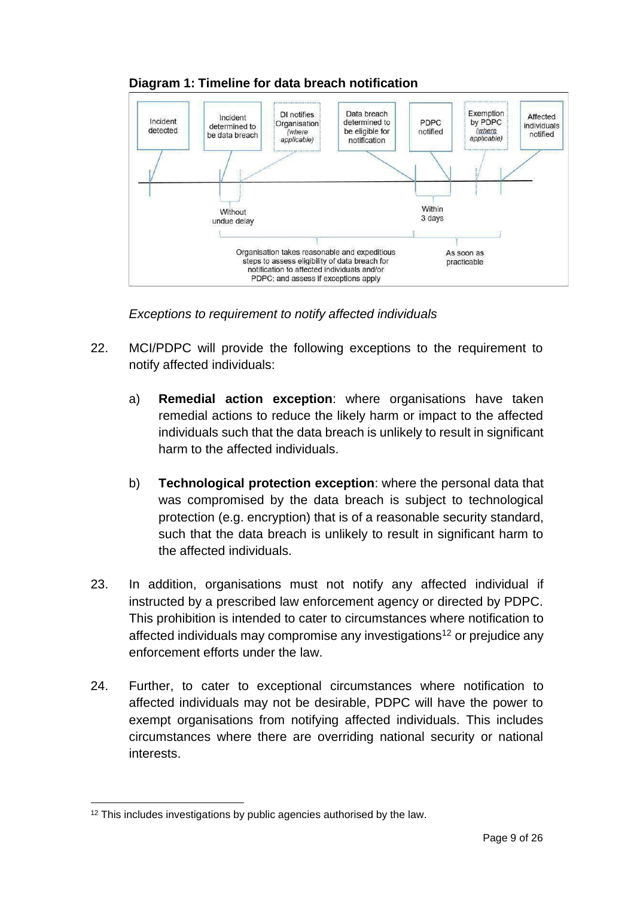**Diagram 1: Timeline for data breach notification**

Incident detected

Incident determined to be data breach

DI notifies Organisation *(where applicable)*

Data breach determined to be eligible for notification

PDPC notified

Exemption by PDPC *(where applicable)*

Affected individuals notified

Without undue delay

Within 3 days

Organisation takes reasonable and expeditious steps to assess eligibility of data breach for notification to affected individuals and/or PDPC; and assess if exceptions apply

As soon as practicable

*Exceptions to requirement to notify affected individuals*

22. MCI/PDPC will provide the following exceptions to the requirement to notify affected individuals:

    a) **Remedial action exception**: where organisations have taken remedial actions to reduce the likely harm or impact to the affected individuals such that the data breach is unlikely to result in significant harm to the affected individuals.

    b) **Technological protection exception**: where the personal data that was compromised by the data breach is subject to technological protection (e.g. encryption) that is of a reasonable security standard, such that the data breach is unlikely to result in significant harm to the affected individuals.

23. In addition, organisations must not notify any affected individual if instructed by a prescribed law enforcement agency or directed by PDPC. This prohibition is intended to cater to circumstances where notification to affected individuals may compromise any investigations[12] or prejudice any enforcement efforts under the law.

24. Further, to cater to exceptional circumstances where notification to affected individuals may not be desirable, PDPC will have the power to exempt organisations from notifying affected individuals. This includes circumstances where there are overriding national security or national interests.

[12] This includes investigations by public agencies authorised by the law.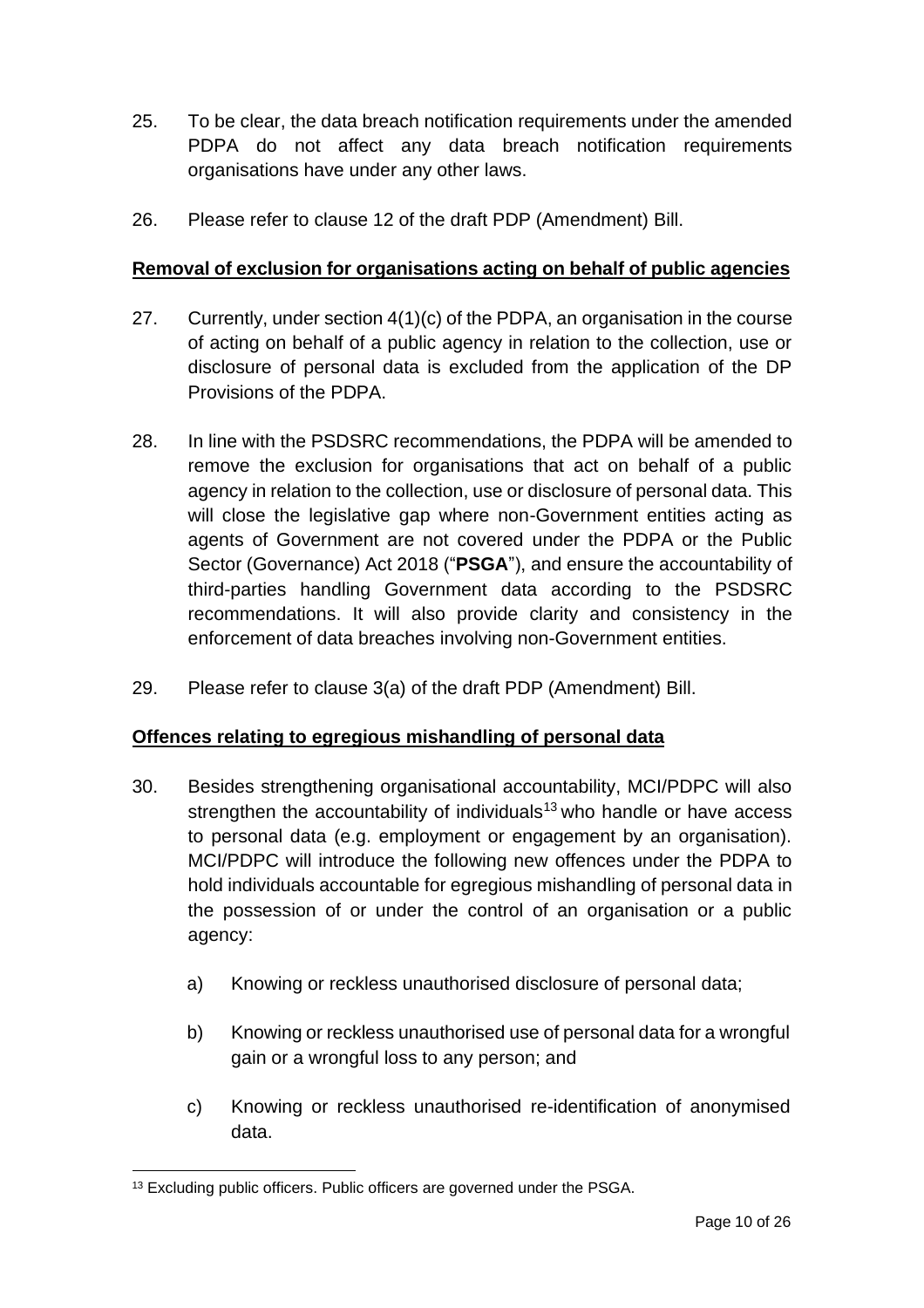25. To be clear, the data breach notification requirements under the amended PDPA do not affect any data breach notification requirements organisations have under any other laws.

26. Please refer to clause 12 of the draft PDP (Amendment) Bill.

**Removal of exclusion for organisations acting on behalf of public agencies**

27. Currently, under section 4(1)(c) of the PDPA, an organisation in the course of acting on behalf of a public agency in relation to the collection, use or disclosure of personal data is excluded from the application of the DP Provisions of the PDPA.

28. In line with the PSDSRC recommendations, the PDPA will be amended to remove the exclusion for organisations that act on behalf of a public agency in relation to the collection, use or disclosure of personal data. This will close the legislative gap where non-Government entities acting as agents of Government are not covered under the PDPA or the Public Sector (Governance) Act 2018 ("**PSGA**"), and ensure the accountability of third-parties handling Government data according to the PSDSRC recommendations. It will also provide clarity and consistency in the enforcement of data breaches involving non-Government entities.

29. Please refer to clause 3(a) of the draft PDP (Amendment) Bill.

**Offences relating to egregious mishandling of personal data**

30. Besides strengthening organisational accountability, MCI/PDPC will also strengthen the accountability of individuals[13] who handle or have access to personal data (e.g. employment or engagement by an organisation). MCI/PDPC will introduce the following new offences under the PDPA to hold individuals accountable for egregious mishandling of personal data in the possession of or under the control of an organisation or a public agency:

    a) Knowing or reckless unauthorised disclosure of personal data;

    b) Knowing or reckless unauthorised use of personal data for a wrongful gain or a wrongful loss to any person; and

    c) Knowing or reckless unauthorised re-identification of anonymised data.

[13] Excluding public officers. Public officers are governed under the PSGA.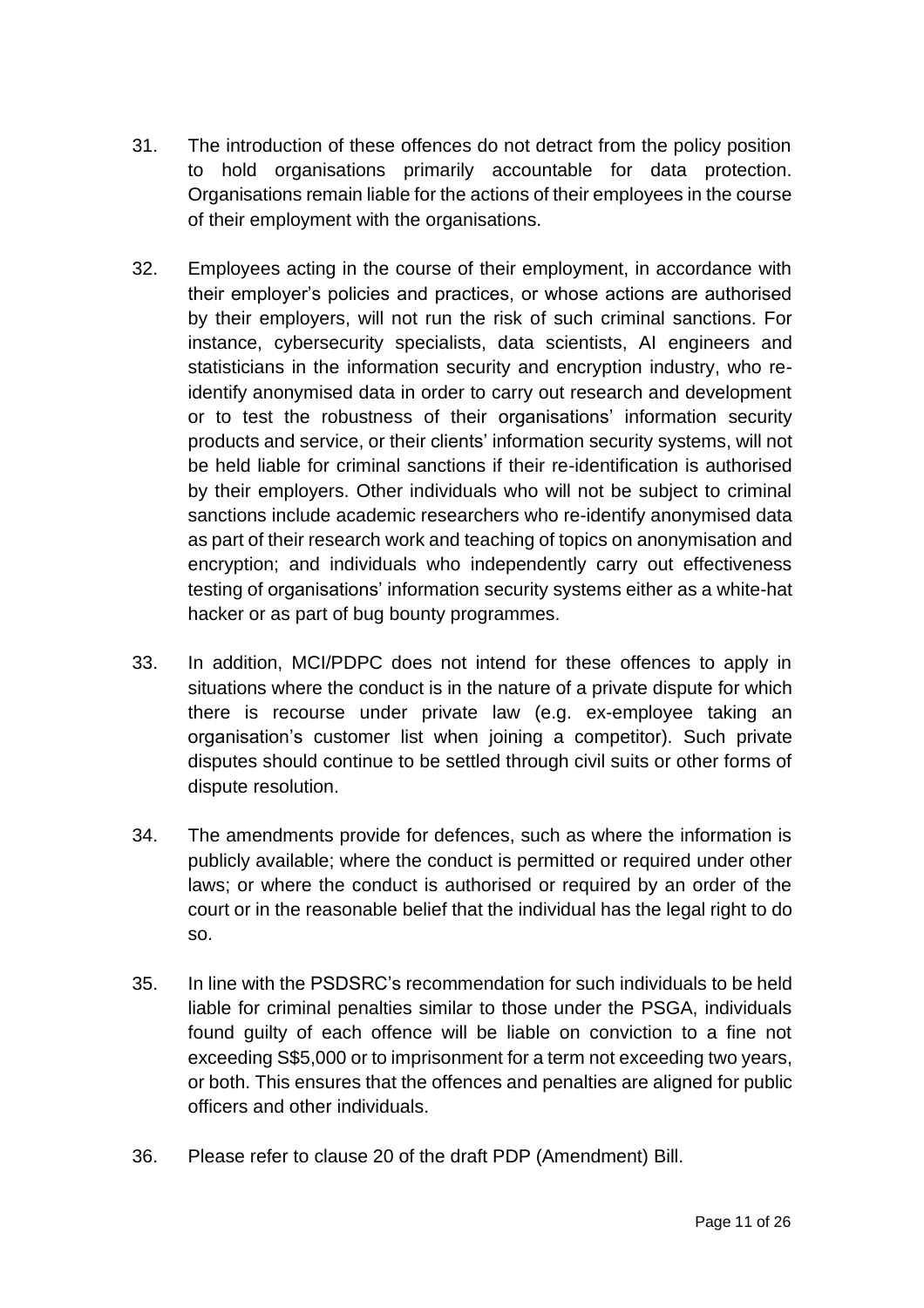31. The introduction of these offences do not detract from the policy position to hold organisations primarily accountable for data protection. Organisations remain liable for the actions of their employees in the course of their employment with the organisations.

32. Employees acting in the course of their employment, in accordance with their employer's policies and practices, or whose actions are authorised by their employers, will not run the risk of such criminal sanctions. For instance, cybersecurity specialists, data scientists, AI engineers and statisticians in the information security and encryption industry, who re-identify anonymised data in order to carry out research and development or to test the robustness of their organisations' information security products and service, or their clients' information security systems, will not be held liable for criminal sanctions if their re-identification is authorised by their employers. Other individuals who will not be subject to criminal sanctions include academic researchers who re-identify anonymised data as part of their research work and teaching of topics on anonymisation and encryption; and individuals who independently carry out effectiveness testing of organisations' information security systems either as a white-hat hacker or as part of bug bounty programmes.

33. In addition, MCI/PDPC does not intend for these offences to apply in situations where the conduct is in the nature of a private dispute for which there is recourse under private law (e.g. ex-employee taking an organisation's customer list when joining a competitor). Such private disputes should continue to be settled through civil suits or other forms of dispute resolution.

34. The amendments provide for defences, such as where the information is publicly available; where the conduct is permitted or required under other laws; or where the conduct is authorised or required by an order of the court or in the reasonable belief that the individual has the legal right to do so.

35. In line with the PSDSRC's recommendation for such individuals to be held liable for criminal penalties similar to those under the PSGA, individuals found guilty of each offence will be liable on conviction to a fine not exceeding S$5,000 or to imprisonment for a term not exceeding two years, or both. This ensures that the offences and penalties are aligned for public officers and other individuals.

36. Please refer to clause 20 of the draft PDP (Amendment) Bill.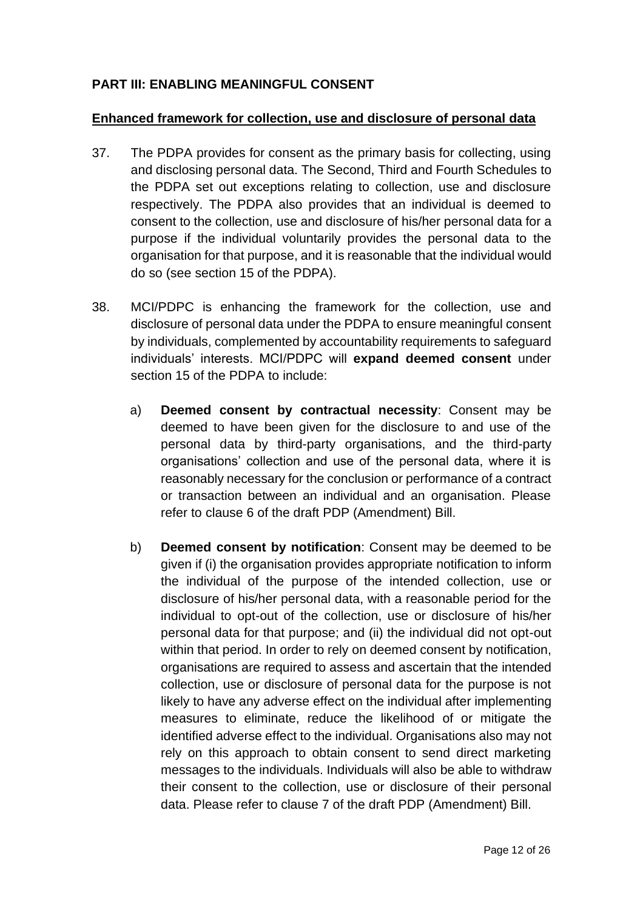## PART III: ENABLING MEANINGFUL CONSENT

### Enhanced framework for collection, use and disclosure of personal data

37. The PDPA provides for consent as the primary basis for collecting, using and disclosing personal data. The Second, Third and Fourth Schedules to the PDPA set out exceptions relating to collection, use and disclosure respectively. The PDPA also provides that an individual is deemed to consent to the collection, use and disclosure of his/her personal data for a purpose if the individual voluntarily provides the personal data to the organisation for that purpose, and it is reasonable that the individual would do so (see section 15 of the PDPA).

38. MCI/PDPC is enhancing the framework for the collection, use and disclosure of personal data under the PDPA to ensure meaningful consent by individuals, complemented by accountability requirements to safeguard individuals' interests. MCI/PDPC will **expand deemed consent** under section 15 of the PDPA to include:

    a) **Deemed consent by contractual necessity**: Consent may be deemed to have been given for the disclosure to and use of the personal data by third-party organisations, and the third-party organisations' collection and use of the personal data, where it is reasonably necessary for the conclusion or performance of a contract or transaction between an individual and an organisation. Please refer to clause 6 of the draft PDP (Amendment) Bill.

    b) **Deemed consent by notification**: Consent may be deemed to be given if (i) the organisation provides appropriate notification to inform the individual of the purpose of the intended collection, use or disclosure of his/her personal data, with a reasonable period for the individual to opt-out of the collection, use or disclosure of his/her personal data for that purpose; and (ii) the individual did not opt-out within that period. In order to rely on deemed consent by notification, organisations are required to assess and ascertain that the intended collection, use or disclosure of personal data for the purpose is not likely to have any adverse effect on the individual after implementing measures to eliminate, reduce the likelihood of or mitigate the identified adverse effect to the individual. Organisations also may not rely on this approach to obtain consent to send direct marketing messages to the individuals. Individuals will also be able to withdraw their consent to the collection, use or disclosure of their personal data. Please refer to clause 7 of the draft PDP (Amendment) Bill.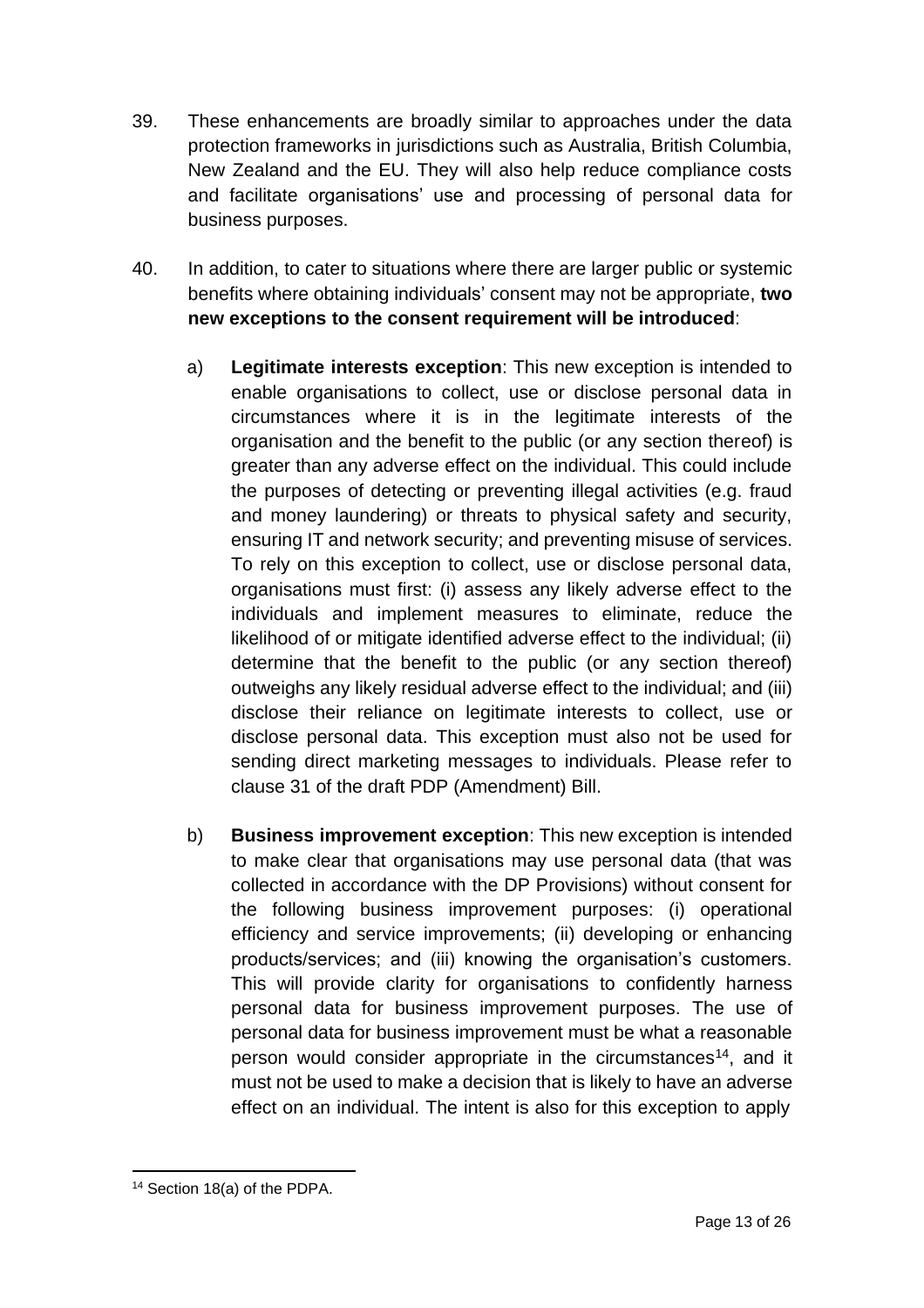39. These enhancements are broadly similar to approaches under the data protection frameworks in jurisdictions such as Australia, British Columbia, New Zealand and the EU. They will also help reduce compliance costs and facilitate organisations' use and processing of personal data for business purposes.

40. In addition, to cater to situations where there are larger public or systemic benefits where obtaining individuals' consent may not be appropriate, **two new exceptions to the consent requirement will be introduced**:

    a) **Legitimate interests exception**: This new exception is intended to enable organisations to collect, use or disclose personal data in circumstances where it is in the legitimate interests of the organisation and the benefit to the public (or any section thereof) is greater than any adverse effect on the individual. This could include the purposes of detecting or preventing illegal activities (e.g. fraud and money laundering) or threats to physical safety and security, ensuring IT and network security; and preventing misuse of services. To rely on this exception to collect, use or disclose personal data, organisations must first: (i) assess any likely adverse effect to the individuals and implement measures to eliminate, reduce the likelihood of or mitigate identified adverse effect to the individual; (ii) determine that the benefit to the public (or any section thereof) outweighs any likely residual adverse effect to the individual; and (iii) disclose their reliance on legitimate interests to collect, use or disclose personal data. This exception must also not be used for sending direct marketing messages to individuals. Please refer to clause 31 of the draft PDP (Amendment) Bill.

    b) **Business improvement exception**: This new exception is intended to make clear that organisations may use personal data (that was collected in accordance with the DP Provisions) without consent for the following business improvement purposes: (i) operational efficiency and service improvements; (ii) developing or enhancing products/services; and (iii) knowing the organisation's customers. This will provide clarity for organisations to confidently harness personal data for business improvement purposes. The use of personal data for business improvement must be what a reasonable person would consider appropriate in the circumstances[14], and it must not be used to make a decision that is likely to have an adverse effect on an individual. The intent is also for this exception to apply

[14] Section 18(a) of the PDPA.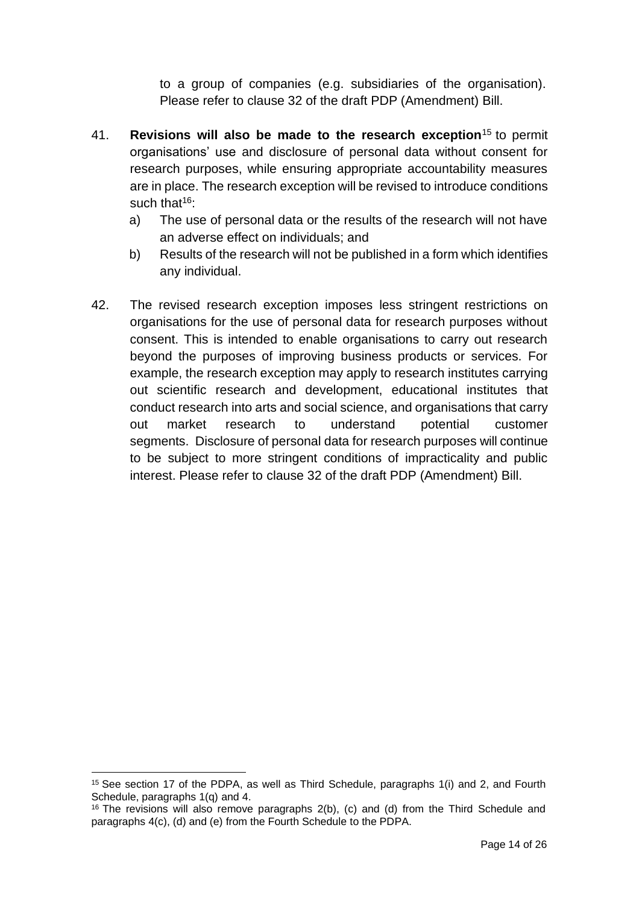to a group of companies (e.g. subsidiaries of the organisation). Please refer to clause 32 of the draft PDP (Amendment) Bill.

41. **Revisions will also be made to the research exception**[15] to permit organisations' use and disclosure of personal data without consent for research purposes, while ensuring appropriate accountability measures are in place. The research exception will be revised to introduce conditions such that[16]:

    a) The use of personal data or the results of the research will not have an adverse effect on individuals; and

    b) Results of the research will not be published in a form which identifies any individual.

42. The revised research exception imposes less stringent restrictions on organisations for the use of personal data for research purposes without consent. This is intended to enable organisations to carry out research beyond the purposes of improving business products or services. For example, the research exception may apply to research institutes carrying out scientific research and development, educational institutes that conduct research into arts and social science, and organisations that carry out market research to understand potential customer segments. Disclosure of personal data for research purposes will continue to be subject to more stringent conditions of impracticality and public interest. Please refer to clause 32 of the draft PDP (Amendment) Bill.

---

[15] See section 17 of the PDPA, as well as Third Schedule, paragraphs 1(i) and 2, and Fourth Schedule, paragraphs 1(q) and 4.

[16] The revisions will also remove paragraphs 2(b), (c) and (d) from the Third Schedule and paragraphs 4(c), (d) and (e) from the Fourth Schedule to the PDPA.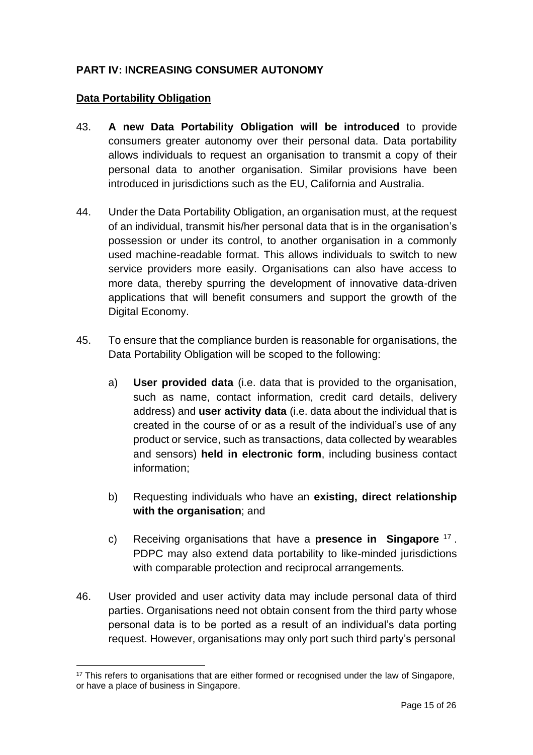## PART IV: INCREASING CONSUMER AUTONOMY

### Data Portability Obligation

43. **A new Data Portability Obligation will be introduced** to provide consumers greater autonomy over their personal data. Data portability allows individuals to request an organisation to transmit a copy of their personal data to another organisation. Similar provisions have been introduced in jurisdictions such as the EU, California and Australia.

44. Under the Data Portability Obligation, an organisation must, at the request of an individual, transmit his/her personal data that is in the organisation's possession or under its control, to another organisation in a commonly used machine-readable format. This allows individuals to switch to new service providers more easily. Organisations can also have access to more data, thereby spurring the development of innovative data-driven applications that will benefit consumers and support the growth of the Digital Economy.

45. To ensure that the compliance burden is reasonable for organisations, the Data Portability Obligation will be scoped to the following:

    a) **User provided data** (i.e. data that is provided to the organisation, such as name, contact information, credit card details, delivery address) and **user activity data** (i.e. data about the individual that is created in the course of or as a result of the individual's use of any product or service, such as transactions, data collected by wearables and sensors) **held in electronic form**, including business contact information;

    b) Requesting individuals who have an **existing, direct relationship with the organisation**; and

    c) Receiving organisations that have a **presence in Singapore**[17]. PDPC may also extend data portability to like-minded jurisdictions with comparable protection and reciprocal arrangements.

46. User provided and user activity data may include personal data of third parties. Organisations need not obtain consent from the third party whose personal data is to be ported as a result of an individual's data porting request. However, organisations may only port such third party's personal

[17] This refers to organisations that are either formed or recognised under the law of Singapore, or have a place of business in Singapore.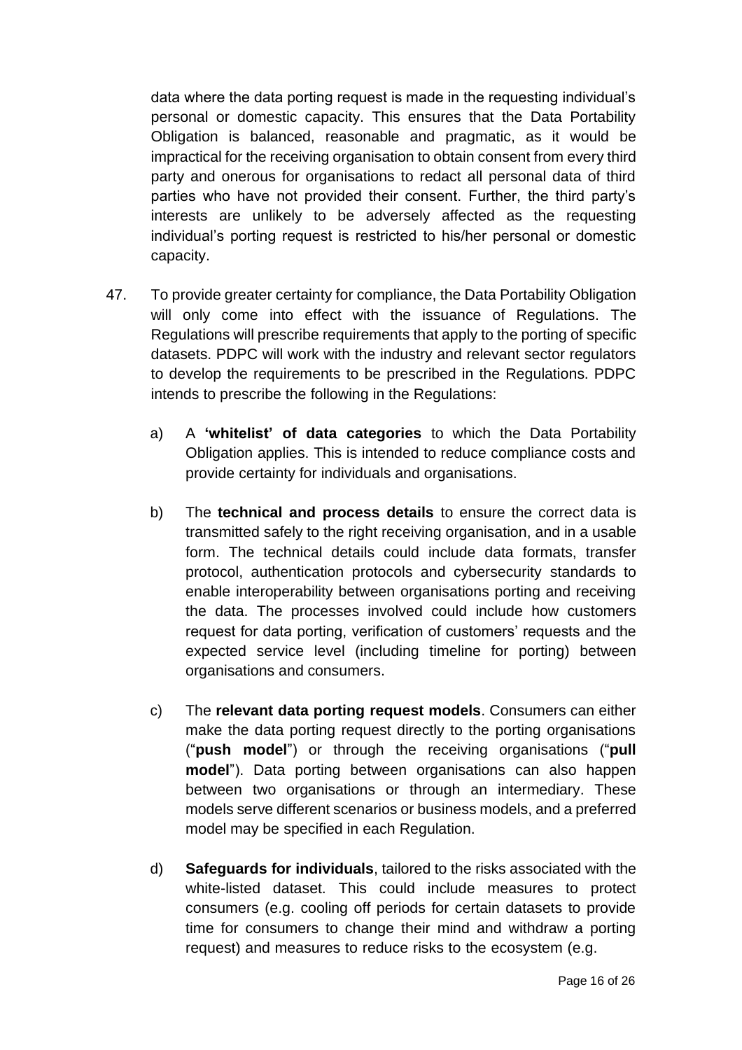data where the data porting request is made in the requesting individual's personal or domestic capacity. This ensures that the Data Portability Obligation is balanced, reasonable and pragmatic, as it would be impractical for the receiving organisation to obtain consent from every third party and onerous for organisations to redact all personal data of third parties who have not provided their consent. Further, the third party's interests are unlikely to be adversely affected as the requesting individual's porting request is restricted to his/her personal or domestic capacity.

47. To provide greater certainty for compliance, the Data Portability Obligation will only come into effect with the issuance of Regulations. The Regulations will prescribe requirements that apply to the porting of specific datasets. PDPC will work with the industry and relevant sector regulators to develop the requirements to be prescribed in the Regulations. PDPC intends to prescribe the following in the Regulations:

    a) A **'whitelist' of data categories** to which the Data Portability Obligation applies. This is intended to reduce compliance costs and provide certainty for individuals and organisations.

    b) The **technical and process details** to ensure the correct data is transmitted safely to the right receiving organisation, and in a usable form. The technical details could include data formats, transfer protocol, authentication protocols and cybersecurity standards to enable interoperability between organisations porting and receiving the data. The processes involved could include how customers request for data porting, verification of customers' requests and the expected service level (including timeline for porting) between organisations and consumers.

    c) The **relevant data porting request models**. Consumers can either make the data porting request directly to the porting organisations ("**push model**") or through the receiving organisations ("**pull model**"). Data porting between organisations can also happen between two organisations or through an intermediary. These models serve different scenarios or business models, and a preferred model may be specified in each Regulation.

    d) **Safeguards for individuals**, tailored to the risks associated with the white-listed dataset. This could include measures to protect consumers (e.g. cooling off periods for certain datasets to provide time for consumers to change their mind and withdraw a porting request) and measures to reduce risks to the ecosystem (e.g.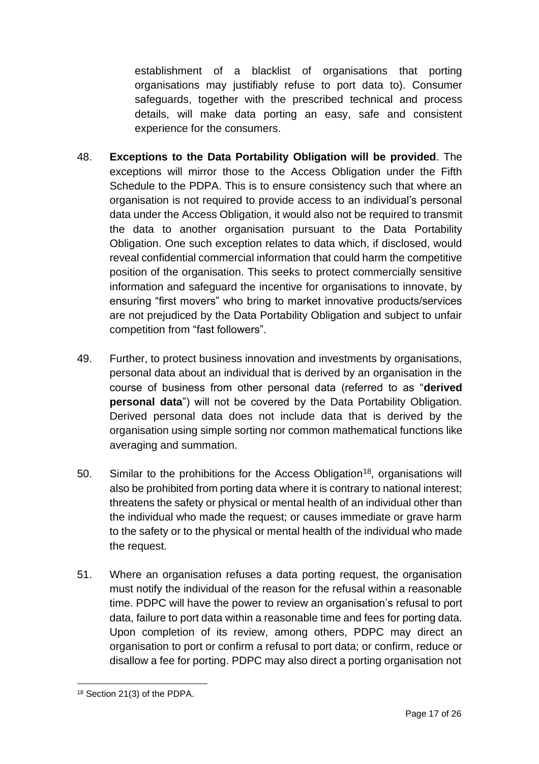establishment of a blacklist of organisations that porting organisations may justifiably refuse to port data to). Consumer safeguards, together with the prescribed technical and process details, will make data porting an easy, safe and consistent experience for the consumers.

48. **Exceptions to the Data Portability Obligation will be provided**. The exceptions will mirror those to the Access Obligation under the Fifth Schedule to the PDPA. This is to ensure consistency such that where an organisation is not required to provide access to an individual's personal data under the Access Obligation, it would also not be required to transmit the data to another organisation pursuant to the Data Portability Obligation. One such exception relates to data which, if disclosed, would reveal confidential commercial information that could harm the competitive position of the organisation. This seeks to protect commercially sensitive information and safeguard the incentive for organisations to innovate, by ensuring "first movers" who bring to market innovative products/services are not prejudiced by the Data Portability Obligation and subject to unfair competition from "fast followers".

49. Further, to protect business innovation and investments by organisations, personal data about an individual that is derived by an organisation in the course of business from other personal data (referred to as "**derived personal data**") will not be covered by the Data Portability Obligation. Derived personal data does not include data that is derived by the organisation using simple sorting nor common mathematical functions like averaging and summation.

50. Similar to the prohibitions for the Access Obligation[18], organisations will also be prohibited from porting data where it is contrary to national interest; threatens the safety or physical or mental health of an individual other than the individual who made the request; or causes immediate or grave harm to the safety or to the physical or mental health of the individual who made the request.

51. Where an organisation refuses a data porting request, the organisation must notify the individual of the reason for the refusal within a reasonable time. PDPC will have the power to review an organisation's refusal to port data, failure to port data within a reasonable time and fees for porting data. Upon completion of its review, among others, PDPC may direct an organisation to port or confirm a refusal to port data; or confirm, reduce or disallow a fee for porting. PDPC may also direct a porting organisation not

[18] Section 21(3) of the PDPA.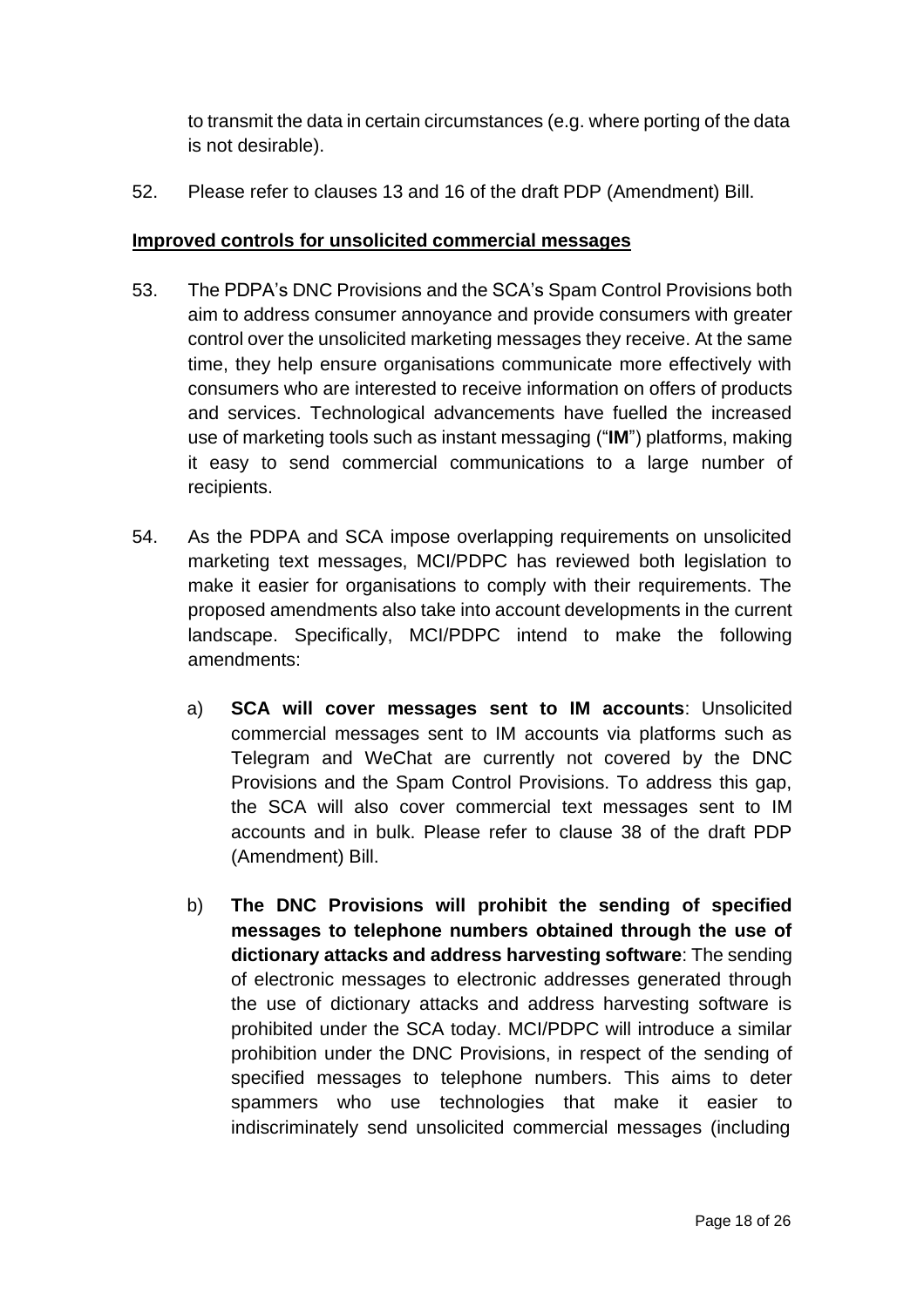to transmit the data in certain circumstances (e.g. where porting of the data is not desirable).

52. Please refer to clauses 13 and 16 of the draft PDP (Amendment) Bill.

**Improved controls for unsolicited commercial messages**

53. The PDPA's DNC Provisions and the SCA's Spam Control Provisions both aim to address consumer annoyance and provide consumers with greater control over the unsolicited marketing messages they receive. At the same time, they help ensure organisations communicate more effectively with consumers who are interested to receive information on offers of products and services. Technological advancements have fuelled the increased use of marketing tools such as instant messaging ("**IM**") platforms, making it easy to send commercial communications to a large number of recipients.

54. As the PDPA and SCA impose overlapping requirements on unsolicited marketing text messages, MCI/PDPC has reviewed both legislation to make it easier for organisations to comply with their requirements. The proposed amendments also take into account developments in the current landscape. Specifically, MCI/PDPC intend to make the following amendments:

    a) **SCA will cover messages sent to IM accounts**: Unsolicited commercial messages sent to IM accounts via platforms such as Telegram and WeChat are currently not covered by the DNC Provisions and the Spam Control Provisions. To address this gap, the SCA will also cover commercial text messages sent to IM accounts and in bulk. Please refer to clause 38 of the draft PDP (Amendment) Bill.

    b) **The DNC Provisions will prohibit the sending of specified messages to telephone numbers obtained through the use of dictionary attacks and address harvesting software**: The sending of electronic messages to electronic addresses generated through the use of dictionary attacks and address harvesting software is prohibited under the SCA today. MCI/PDPC will introduce a similar prohibition under the DNC Provisions, in respect of the sending of specified messages to telephone numbers. This aims to deter spammers who use technologies that make it easier to indiscriminately send unsolicited commercial messages (including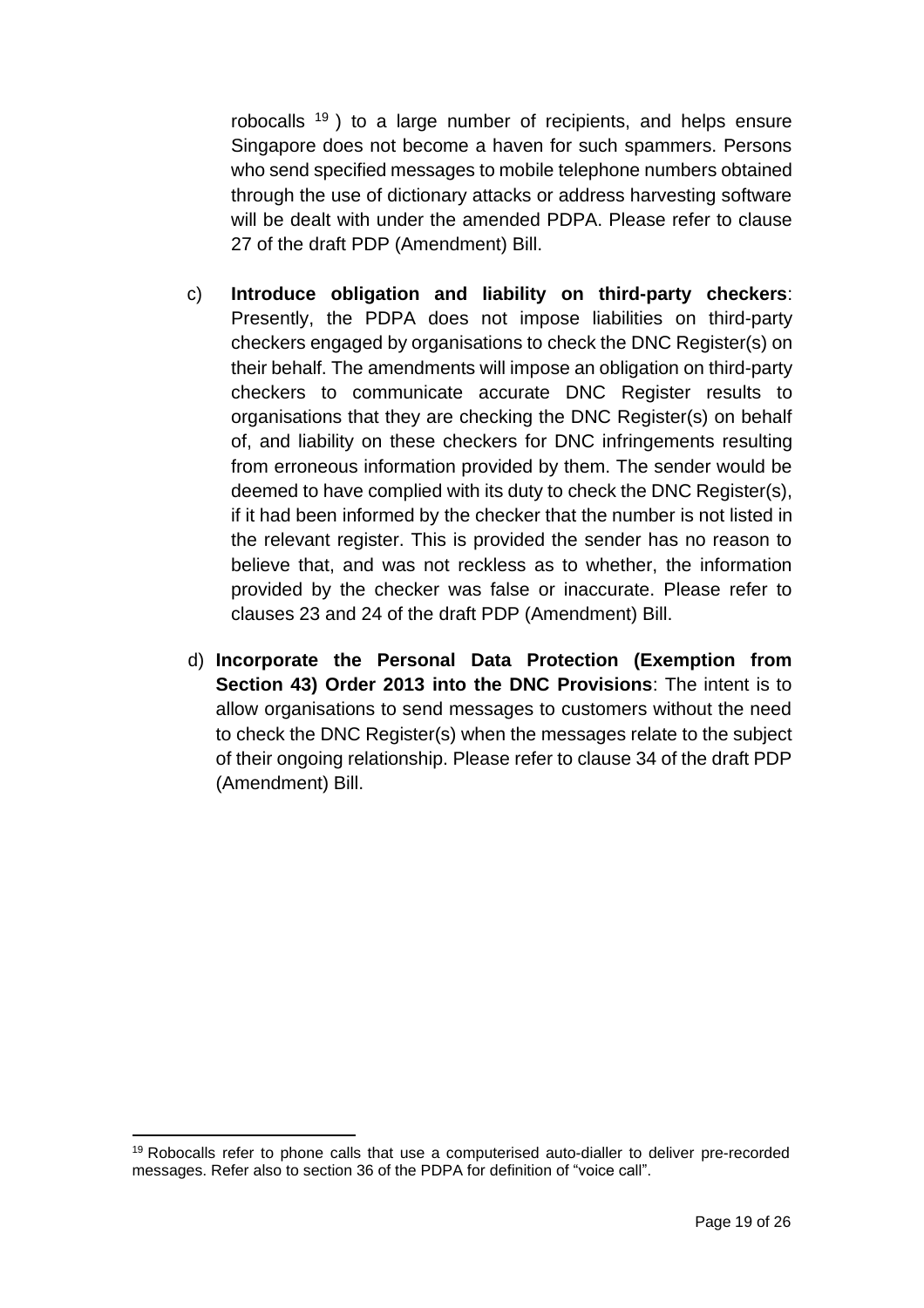robocalls [19] ) to a large number of recipients, and helps ensure Singapore does not become a haven for such spammers. Persons who send specified messages to mobile telephone numbers obtained through the use of dictionary attacks or address harvesting software will be dealt with under the amended PDPA. Please refer to clause 27 of the draft PDP (Amendment) Bill.

c) **Introduce obligation and liability on third-party checkers**: Presently, the PDPA does not impose liabilities on third-party checkers engaged by organisations to check the DNC Register(s) on their behalf. The amendments will impose an obligation on third-party checkers to communicate accurate DNC Register results to organisations that they are checking the DNC Register(s) on behalf of, and liability on these checkers for DNC infringements resulting from erroneous information provided by them. The sender would be deemed to have complied with its duty to check the DNC Register(s), if it had been informed by the checker that the number is not listed in the relevant register. This is provided the sender has no reason to believe that, and was not reckless as to whether, the information provided by the checker was false or inaccurate. Please refer to clauses 23 and 24 of the draft PDP (Amendment) Bill.

d) **Incorporate the Personal Data Protection (Exemption from Section 43) Order 2013 into the DNC Provisions**: The intent is to allow organisations to send messages to customers without the need to check the DNC Register(s) when the messages relate to the subject of their ongoing relationship. Please refer to clause 34 of the draft PDP (Amendment) Bill.

[19] Robocalls refer to phone calls that use a computerised auto-dialler to deliver pre-recorded messages. Refer also to section 36 of the PDPA for definition of "voice call".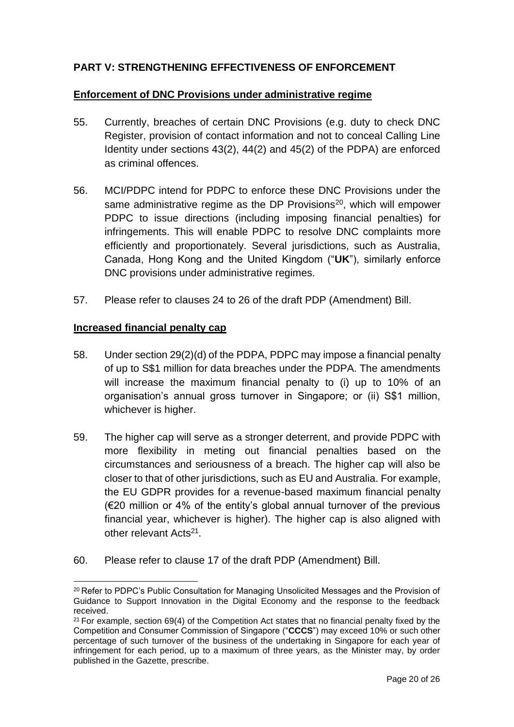## PART V: STRENGTHENING EFFECTIVENESS OF ENFORCEMENT

### Enforcement of DNC Provisions under administrative regime

55. Currently, breaches of certain DNC Provisions (e.g. duty to check DNC Register, provision of contact information and not to conceal Calling Line Identity under sections 43(2), 44(2) and 45(2) of the PDPA) are enforced as criminal offences.

56. MCI/PDPC intend for PDPC to enforce these DNC Provisions under the same administrative regime as the DP Provisions[20], which will empower PDPC to issue directions (including imposing financial penalties) for infringements. This will enable PDPC to resolve DNC complaints more efficiently and proportionately. Several jurisdictions, such as Australia, Canada, Hong Kong and the United Kingdom ("**UK**"), similarly enforce DNC provisions under administrative regimes.

57. Please refer to clauses 24 to 26 of the draft PDP (Amendment) Bill.

### Increased financial penalty cap

58. Under section 29(2)(d) of the PDPA, PDPC may impose a financial penalty of up to S$1 million for data breaches under the PDPA. The amendments will increase the maximum financial penalty to (i) up to 10% of an organisation's annual gross turnover in Singapore; or (ii) S$1 million, whichever is higher.

59. The higher cap will serve as a stronger deterrent, and provide PDPC with more flexibility in meting out financial penalties based on the circumstances and seriousness of a breach. The higher cap will also be closer to that of other jurisdictions, such as EU and Australia. For example, the EU GDPR provides for a revenue-based maximum financial penalty (€20 million or 4% of the entity's global annual turnover of the previous financial year, whichever is higher). The higher cap is also aligned with other relevant Acts[21].

60. Please refer to clause 17 of the draft PDP (Amendment) Bill.

---

[20] Refer to PDPC's Public Consultation for Managing Unsolicited Messages and the Provision of Guidance to Support Innovation in the Digital Economy and the response to the feedback received.

[21] For example, section 69(4) of the Competition Act states that no financial penalty fixed by the Competition and Consumer Commission of Singapore ("**CCCS**") may exceed 10% or such other percentage of such turnover of the business of the undertaking in Singapore for each year of infringement for each period, up to a maximum of three years, as the Minister may, by order published in the Gazette, prescribe.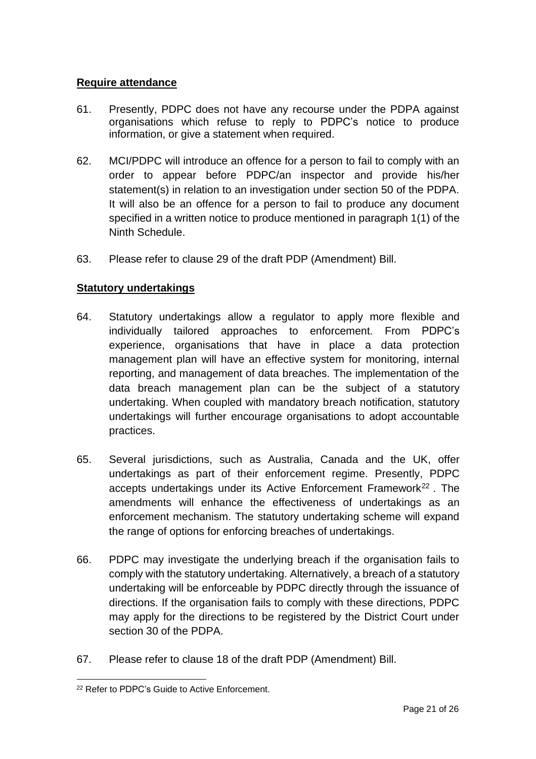## **Require attendance**

61. Presently, PDPC does not have any recourse under the PDPA against organisations which refuse to reply to PDPC's notice to produce information, or give a statement when required.

62. MCI/PDPC will introduce an offence for a person to fail to comply with an order to appear before PDPC/an inspector and provide his/her statement(s) in relation to an investigation under section 50 of the PDPA. It will also be an offence for a person to fail to produce any document specified in a written notice to produce mentioned in paragraph 1(1) of the Ninth Schedule.

63. Please refer to clause 29 of the draft PDP (Amendment) Bill.

## **Statutory undertakings**

64. Statutory undertakings allow a regulator to apply more flexible and individually tailored approaches to enforcement. From PDPC's experience, organisations that have in place a data protection management plan will have an effective system for monitoring, internal reporting, and management of data breaches. The implementation of the data breach management plan can be the subject of a statutory undertaking. When coupled with mandatory breach notification, statutory undertakings will further encourage organisations to adopt accountable practices.

65. Several jurisdictions, such as Australia, Canada and the UK, offer undertakings as part of their enforcement regime. Presently, PDPC accepts undertakings under its Active Enforcement Framework[22]. The amendments will enhance the effectiveness of undertakings as an enforcement mechanism. The statutory undertaking scheme will expand the range of options for enforcing breaches of undertakings.

66. PDPC may investigate the underlying breach if the organisation fails to comply with the statutory undertaking. Alternatively, a breach of a statutory undertaking will be enforceable by PDPC directly through the issuance of directions. If the organisation fails to comply with these directions, PDPC may apply for the directions to be registered by the District Court under section 30 of the PDPA.

67. Please refer to clause 18 of the draft PDP (Amendment) Bill.

---

[22] Refer to PDPC's Guide to Active Enforcement.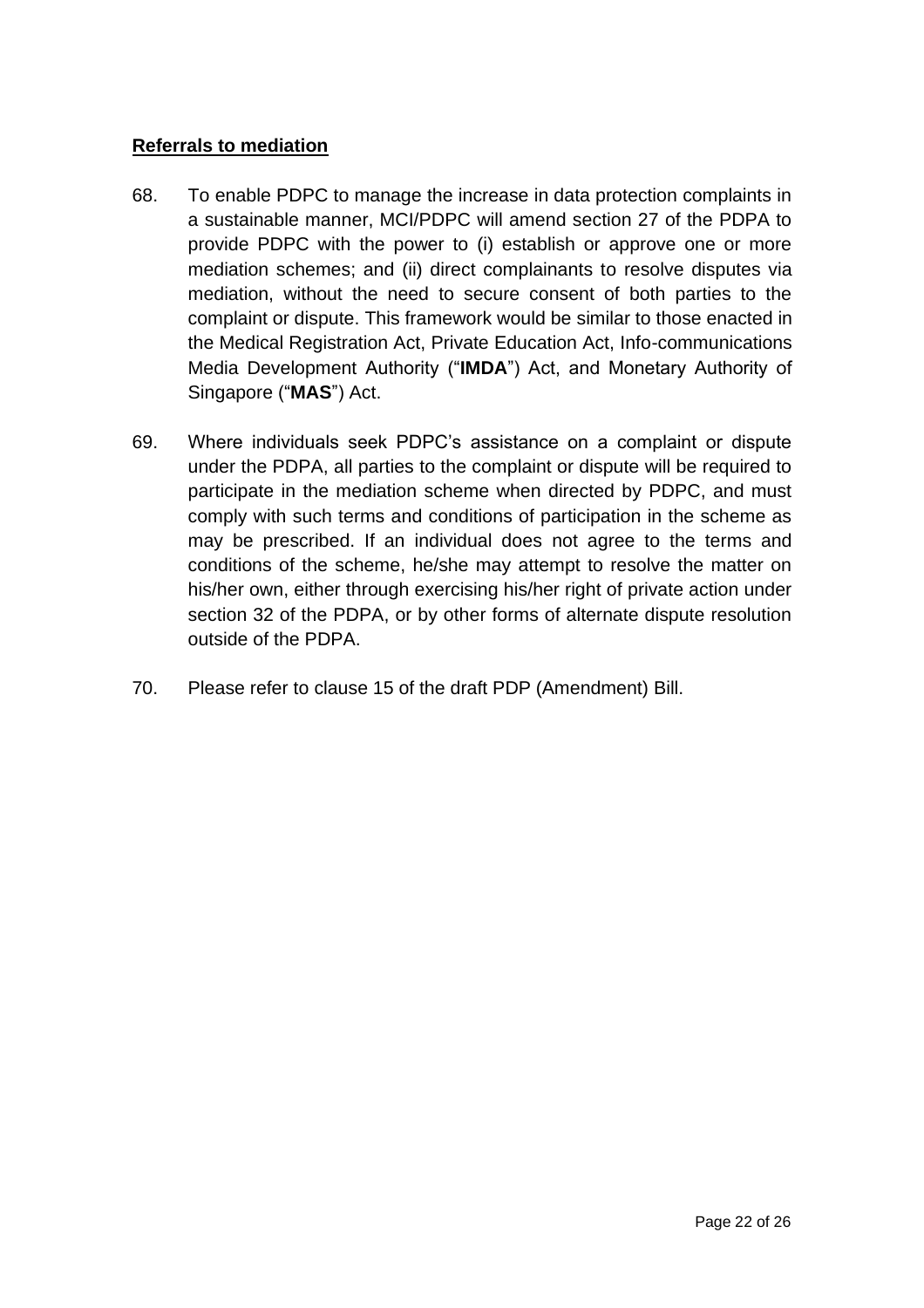**<u>Referrals to mediation</u>**

68. To enable PDPC to manage the increase in data protection complaints in a sustainable manner, MCI/PDPC will amend section 27 of the PDPA to provide PDPC with the power to (i) establish or approve one or more mediation schemes; and (ii) direct complainants to resolve disputes via mediation, without the need to secure consent of both parties to the complaint or dispute. This framework would be similar to those enacted in the Medical Registration Act, Private Education Act, Info-communications Media Development Authority ("**IMDA**") Act, and Monetary Authority of Singapore ("**MAS**") Act.

69. Where individuals seek PDPC's assistance on a complaint or dispute under the PDPA, all parties to the complaint or dispute will be required to participate in the mediation scheme when directed by PDPC, and must comply with such terms and conditions of participation in the scheme as may be prescribed. If an individual does not agree to the terms and conditions of the scheme, he/she may attempt to resolve the matter on his/her own, either through exercising his/her right of private action under section 32 of the PDPA, or by other forms of alternate dispute resolution outside of the PDPA.

70. Please refer to clause 15 of the draft PDP (Amendment) Bill.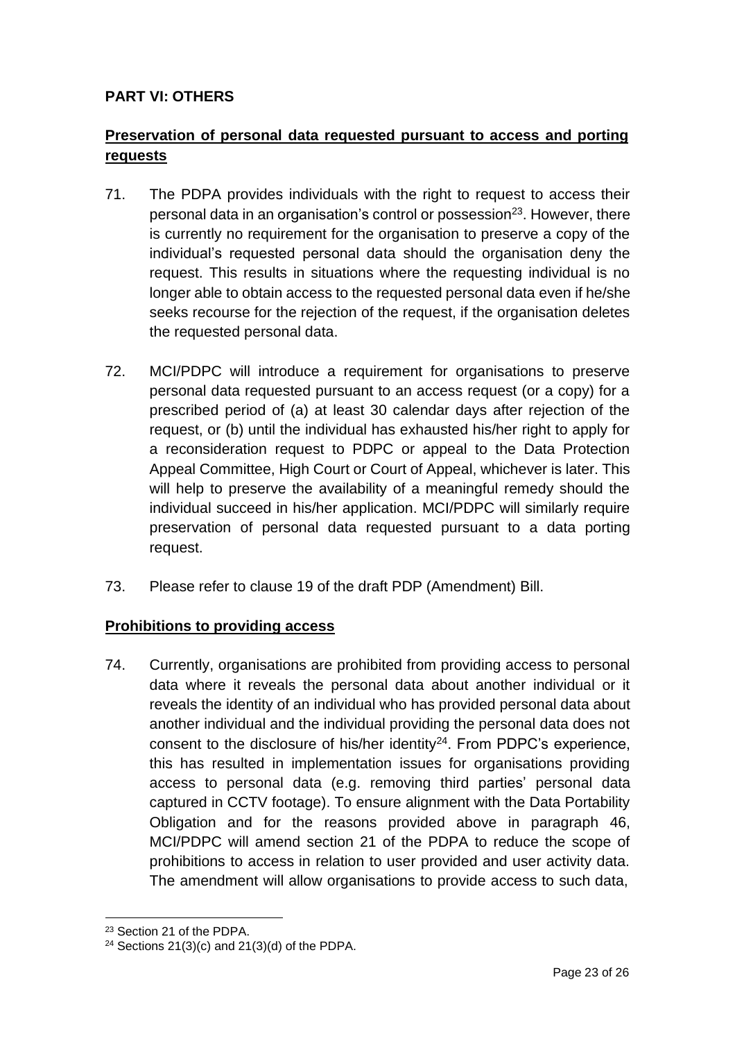## PART VI: OTHERS

### <u>Preservation of personal data requested pursuant to access and porting requests</u>

71. The PDPA provides individuals with the right to request to access their personal data in an organisation's control or possession[23]. However, there is currently no requirement for the organisation to preserve a copy of the individual's requested personal data should the organisation deny the request. This results in situations where the requesting individual is no longer able to obtain access to the requested personal data even if he/she seeks recourse for the rejection of the request, if the organisation deletes the requested personal data.

72. MCI/PDPC will introduce a requirement for organisations to preserve personal data requested pursuant to an access request (or a copy) for a prescribed period of (a) at least 30 calendar days after rejection of the request, or (b) until the individual has exhausted his/her right to apply for a reconsideration request to PDPC or appeal to the Data Protection Appeal Committee, High Court or Court of Appeal, whichever is later. This will help to preserve the availability of a meaningful remedy should the individual succeed in his/her application. MCI/PDPC will similarly require preservation of personal data requested pursuant to a data porting request.

73. Please refer to clause 19 of the draft PDP (Amendment) Bill.

### <u>Prohibitions to providing access</u>

74. Currently, organisations are prohibited from providing access to personal data where it reveals the personal data about another individual or it reveals the identity of an individual who has provided personal data about another individual and the individual providing the personal data does not consent to the disclosure of his/her identity[24]. From PDPC's experience, this has resulted in implementation issues for organisations providing access to personal data (e.g. removing third parties' personal data captured in CCTV footage). To ensure alignment with the Data Portability Obligation and for the reasons provided above in paragraph 46, MCI/PDPC will amend section 21 of the PDPA to reduce the scope of prohibitions to access in relation to user provided and user activity data. The amendment will allow organisations to provide access to such data,

---

[23] Section 21 of the PDPA.

[24] Sections 21(3)(c) and 21(3)(d) of the PDPA.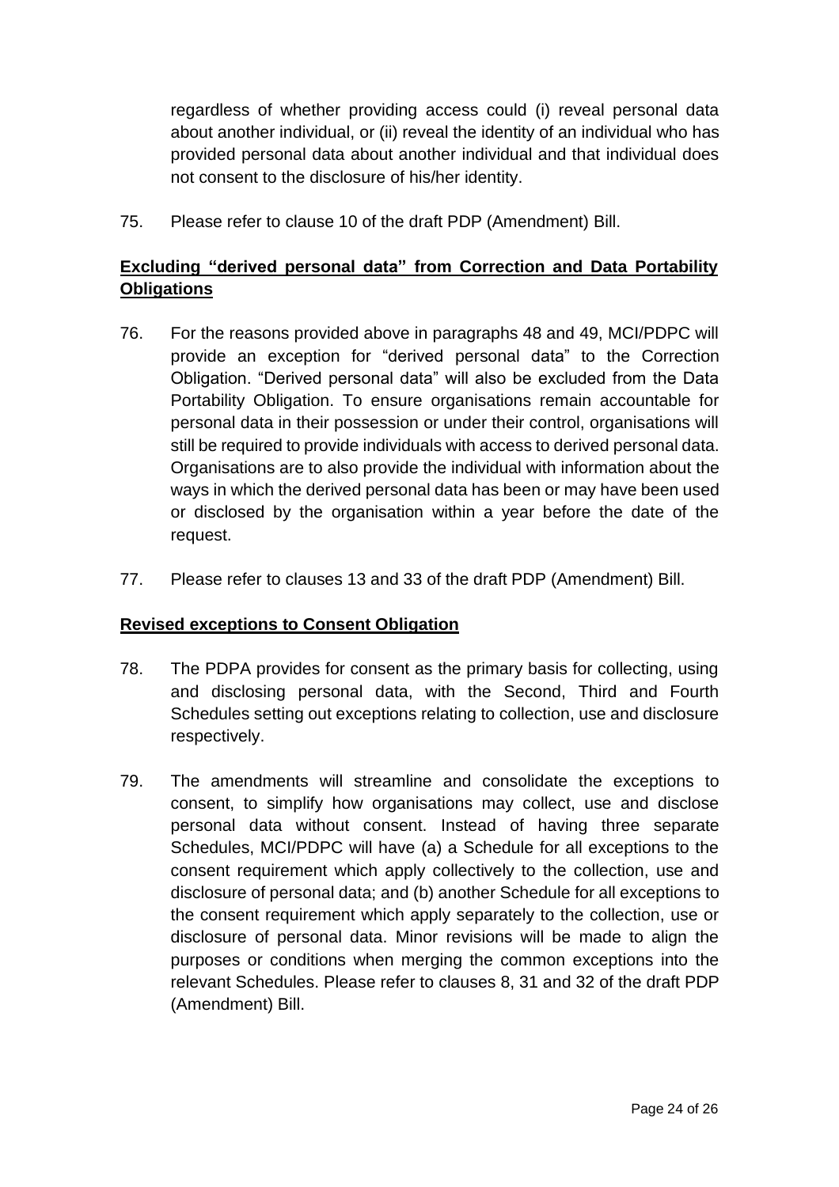regardless of whether providing access could (i) reveal personal data about another individual, or (ii) reveal the identity of an individual who has provided personal data about another individual and that individual does not consent to the disclosure of his/her identity.

75. Please refer to clause 10 of the draft PDP (Amendment) Bill.

## Excluding "derived personal data" from Correction and Data Portability Obligations

76. For the reasons provided above in paragraphs 48 and 49, MCI/PDPC will provide an exception for "derived personal data" to the Correction Obligation. "Derived personal data" will also be excluded from the Data Portability Obligation. To ensure organisations remain accountable for personal data in their possession or under their control, organisations will still be required to provide individuals with access to derived personal data. Organisations are to also provide the individual with information about the ways in which the derived personal data has been or may have been used or disclosed by the organisation within a year before the date of the request.

77. Please refer to clauses 13 and 33 of the draft PDP (Amendment) Bill.

## Revised exceptions to Consent Obligation

78. The PDPA provides for consent as the primary basis for collecting, using and disclosing personal data, with the Second, Third and Fourth Schedules setting out exceptions relating to collection, use and disclosure respectively.

79. The amendments will streamline and consolidate the exceptions to consent, to simplify how organisations may collect, use and disclose personal data without consent. Instead of having three separate Schedules, MCI/PDPC will have (a) a Schedule for all exceptions to the consent requirement which apply collectively to the collection, use and disclosure of personal data; and (b) another Schedule for all exceptions to the consent requirement which apply separately to the collection, use or disclosure of personal data. Minor revisions will be made to align the purposes or conditions when merging the common exceptions into the relevant Schedules. Please refer to clauses 8, 31 and 32 of the draft PDP (Amendment) Bill.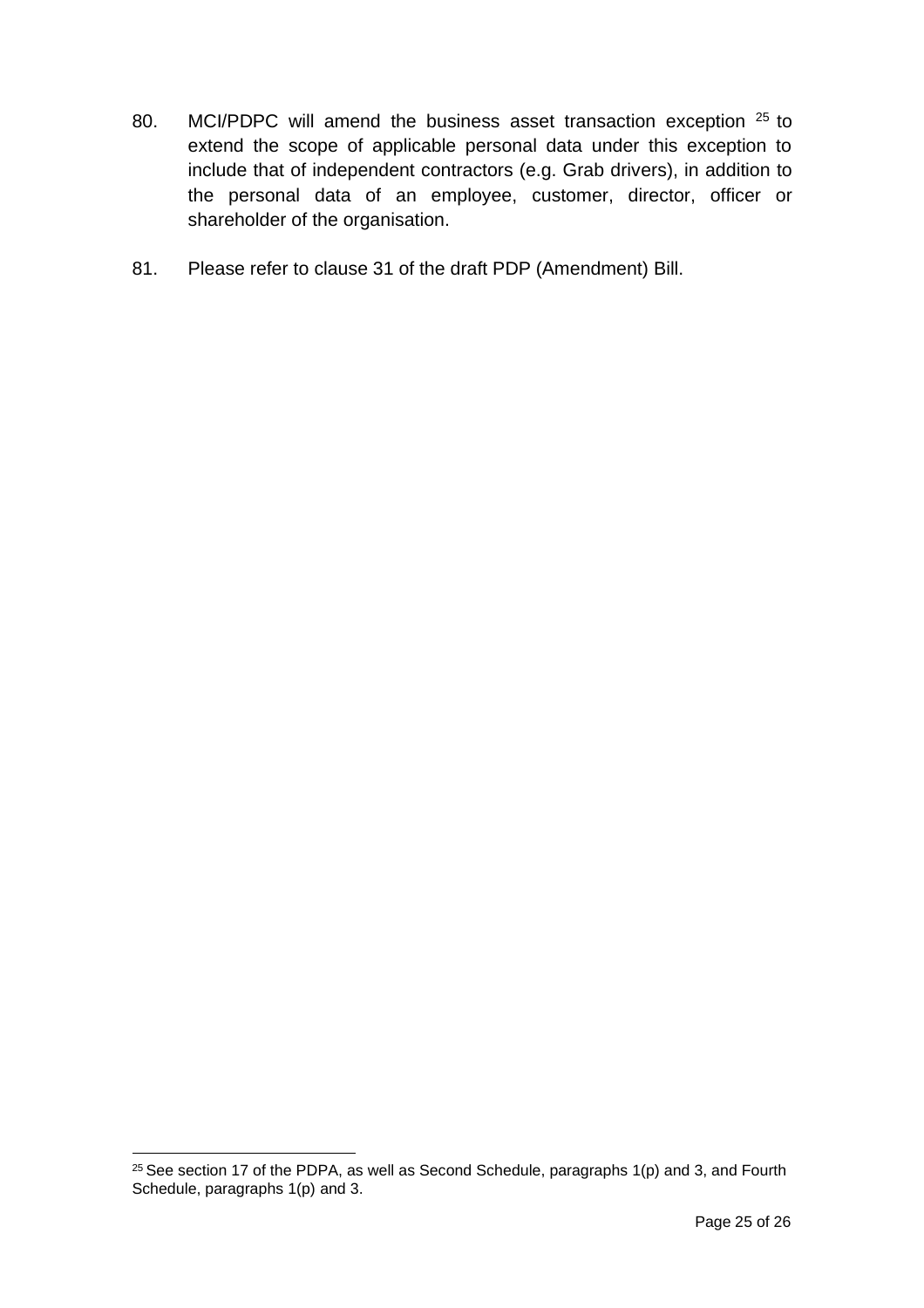80. MCI/PDPC will amend the business asset transaction exception [25] to extend the scope of applicable personal data under this exception to include that of independent contractors (e.g. Grab drivers), in addition to the personal data of an employee, customer, director, officer or shareholder of the organisation.

81. Please refer to clause 31 of the draft PDP (Amendment) Bill.

[25] See section 17 of the PDPA, as well as Second Schedule, paragraphs 1(p) and 3, and Fourth Schedule, paragraphs 1(p) and 3.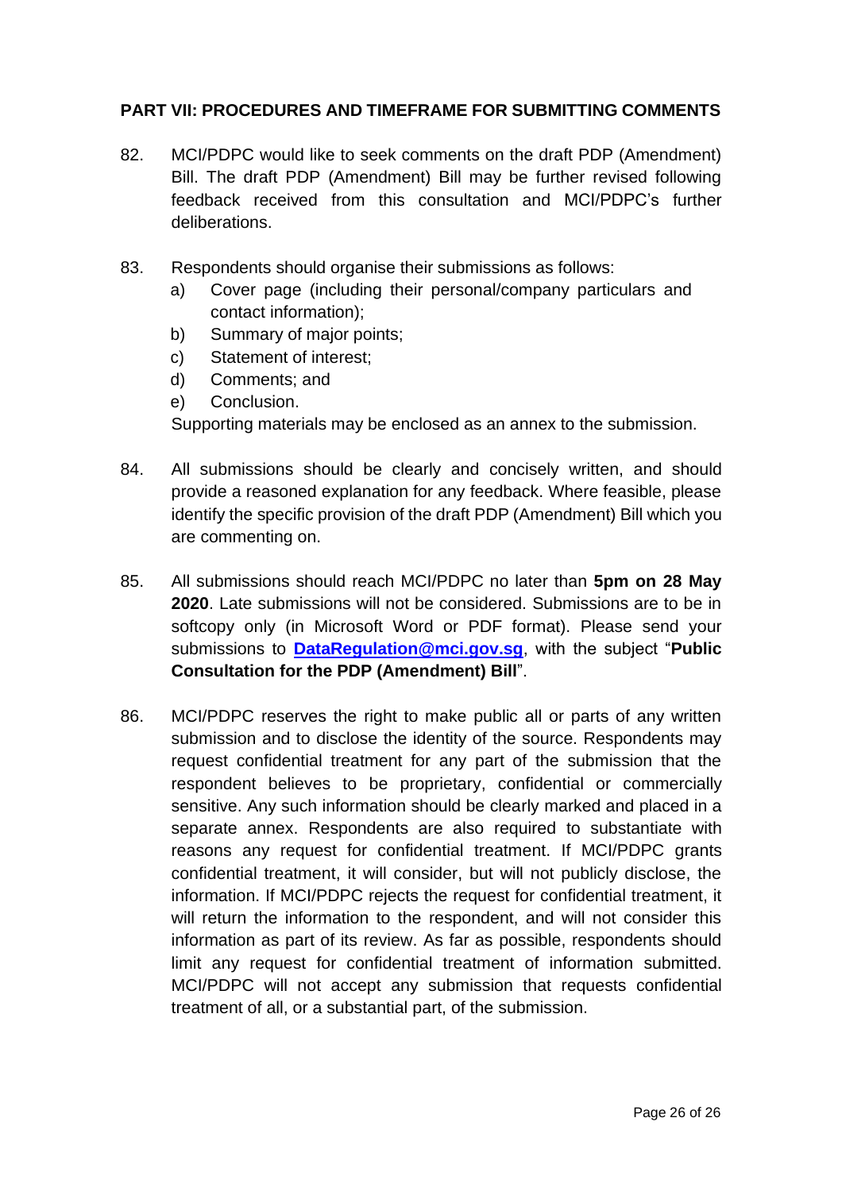## PART VII: PROCEDURES AND TIMEFRAME FOR SUBMITTING COMMENTS

82. MCI/PDPC would like to seek comments on the draft PDP (Amendment) Bill. The draft PDP (Amendment) Bill may be further revised following feedback received from this consultation and MCI/PDPC's further deliberations.

83. Respondents should organise their submissions as follows:
    a) Cover page (including their personal/company particulars and contact information);
    b) Summary of major points;
    c) Statement of interest;
    d) Comments; and
    e) Conclusion.

    Supporting materials may be enclosed as an annex to the submission.

84. All submissions should be clearly and concisely written, and should provide a reasoned explanation for any feedback. Where feasible, please identify the specific provision of the draft PDP (Amendment) Bill which you are commenting on.

85. All submissions should reach MCI/PDPC no later than **5pm on 28 May 2020**. Late submissions will not be considered. Submissions are to be in softcopy only (in Microsoft Word or PDF format). Please send your submissions to **DataRegulation@mci.gov.sg**, with the subject "**Public Consultation for the PDP (Amendment) Bill**".

86. MCI/PDPC reserves the right to make public all or parts of any written submission and to disclose the identity of the source. Respondents may request confidential treatment for any part of the submission that the respondent believes to be proprietary, confidential or commercially sensitive. Any such information should be clearly marked and placed in a separate annex. Respondents are also required to substantiate with reasons any request for confidential treatment. If MCI/PDPC grants confidential treatment, it will consider, but will not publicly disclose, the information. If MCI/PDPC rejects the request for confidential treatment, it will return the information to the respondent, and will not consider this information as part of its review. As far as possible, respondents should limit any request for confidential treatment of information submitted. MCI/PDPC will not accept any submission that requests confidential treatment of all, or a substantial part, of the submission.